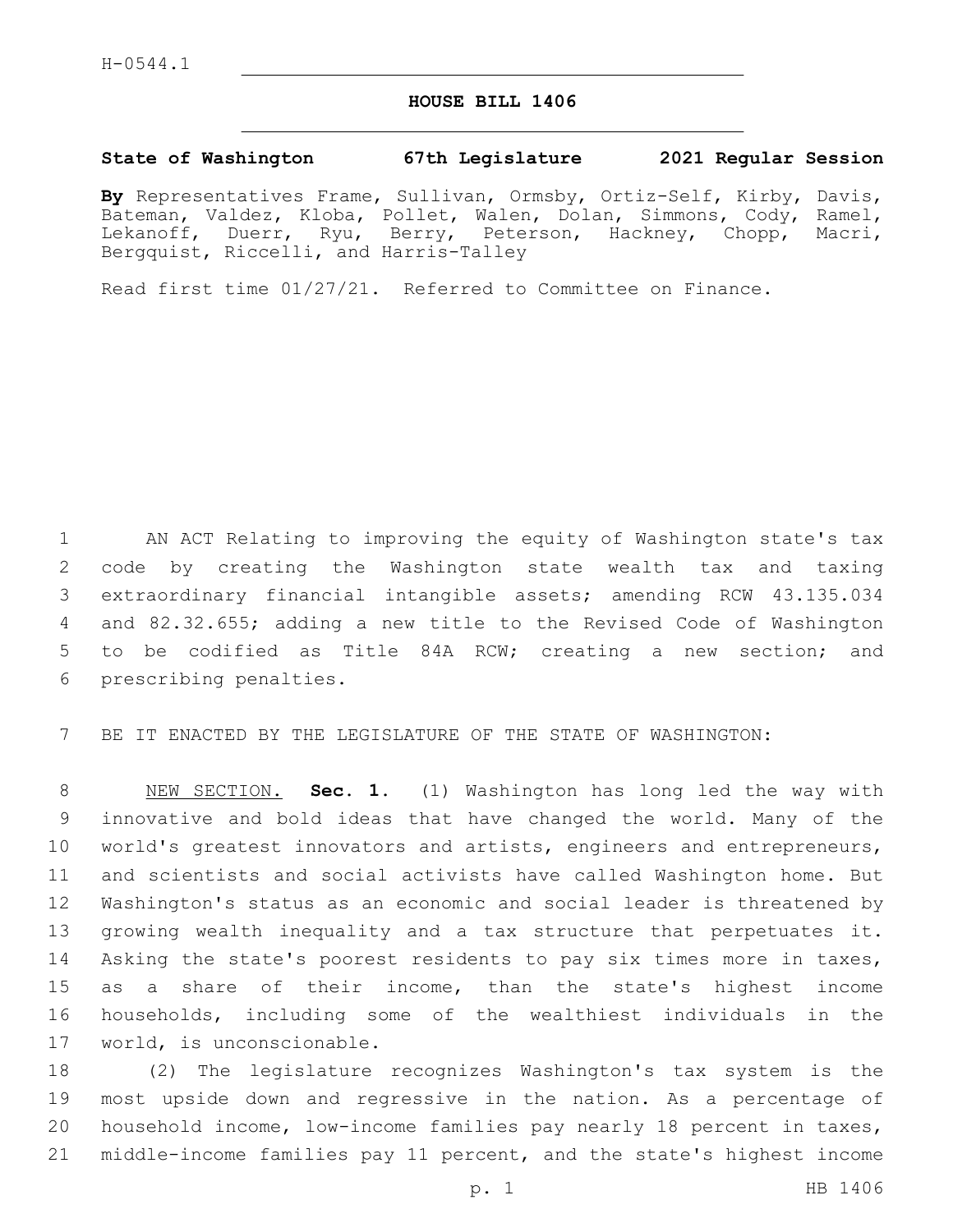H-0544.1

# HOUSE BILL 1406

**State of Washington 67th Legislature 2021 Regular Session**

**By** Representatives Frame, Sullivan, Ormsby, Ortiz-Self, Kirby, Davis, Bateman, Valdez, Kloba, Pollet, Walen, Dolan, Simmons, Cody, Ramel, Lekanoff, Duerr, Ryu, Berry, Peterson, Hackney, Chopp, Macri, Bergquist, Riccelli, and Harris-Talley

Read first time 01/27/21. Referred to Committee on Finance.

AN ACT Relating to improving the equity of Washington state's tax code by creating the Washington state wealth tax and taxing extraordinary financial intangible assets; amending RCW 43.135.034 and 82.32.655; adding a new title to the Revised Code of Washington to be codified as Title 84A RCW; creating a new section; and prescribing penalties.

BE IT ENACTED BY THE LEGISLATURE OF THE STATE OF WASHINGTON:

NEW SECTION. **Sec. 1.** (1) Washington has long led the way with innovative and bold ideas that have changed the world. Many of the world's greatest innovators and artists, engineers and entrepreneurs, and scientists and social activists have called Washington home. But Washington's status as an economic and social leader is threatened by growing wealth inequality and a tax structure that perpetuates it. Asking the state's poorest residents to pay six times more in taxes, as a share of their income, than the state's highest income households, including some of the wealthiest individuals in the world, is unconscionable.

(2) The legislature recognizes Washington's tax system is the most upside down and regressive in the nation. As a percentage of household income, low-income families pay nearly 18 percent in taxes, middle-income families pay 11 percent, and the state's highest income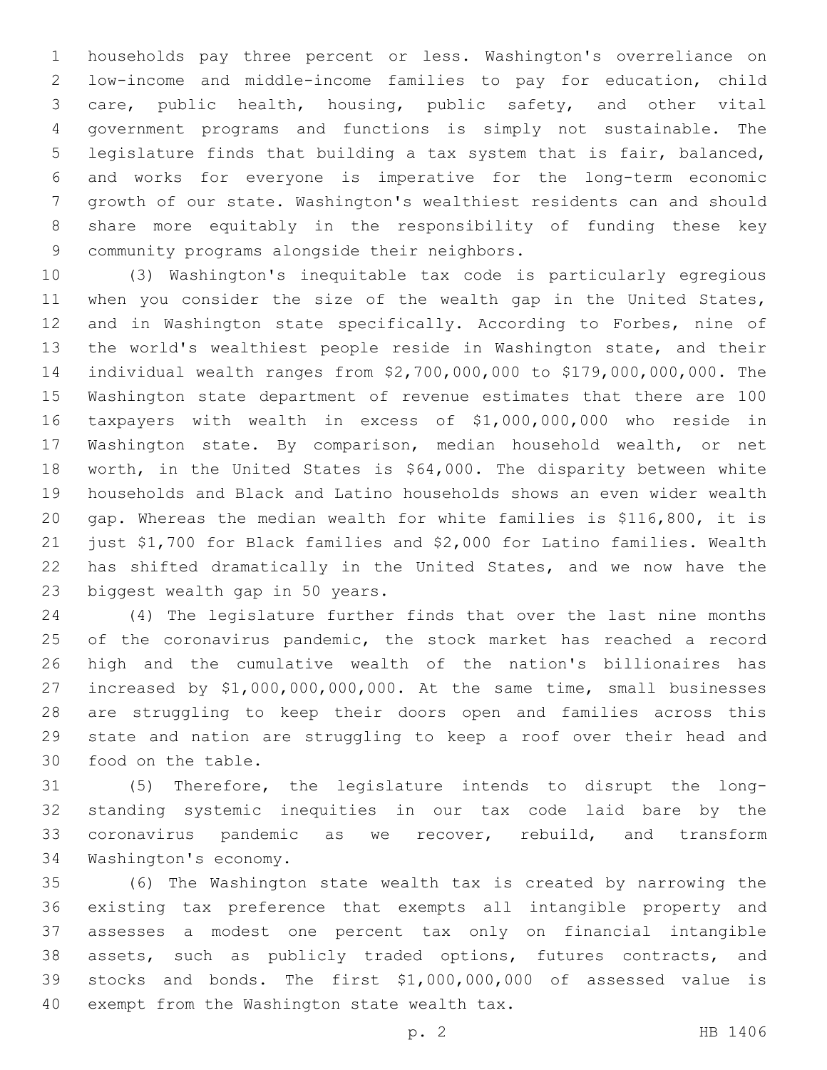households pay three percent or less. Washington's overreliance on low-income and middle-income families to pay for education, child care, public health, housing, public safety, and other vital government programs and functions is simply not sustainable. The legislature finds that building a tax system that is fair, balanced, and works for everyone is imperative for the long-term economic growth of our state. Washington's wealthiest residents can and should share more equitably in the responsibility of funding these key community programs alongside their neighbors.

(3) Washington's inequitable tax code is particularly egregious when you consider the size of the wealth gap in the United States, and in Washington state specifically. According to Forbes, nine of the world's wealthiest people reside in Washington state, and their individual wealth ranges from $2,700,000,000 to $179,000,000,000. The Washington state department of revenue estimates that there are 100 taxpayers with wealth in excess of $1,000,000,000 who reside in Washington state. By comparison, median household wealth, or net worth, in the United States is $64,000. The disparity between white households and Black and Latino households shows an even wider wealth gap. Whereas the median wealth for white families is $116,800, it is just $1,700 for Black families and $2,000 for Latino families. Wealth has shifted dramatically in the United States, and we now have the biggest wealth gap in 50 years.

(4) The legislature further finds that over the last nine months of the coronavirus pandemic, the stock market has reached a record high and the cumulative wealth of the nation's billionaires has increased by $1,000,000,000,000. At the same time, small businesses are struggling to keep their doors open and families across this state and nation are struggling to keep a roof over their head and food on the table.

(5) Therefore, the legislature intends to disrupt the long-standing systemic inequities in our tax code laid bare by the coronavirus pandemic as we recover, rebuild, and transform Washington's economy.

(6) The Washington state wealth tax is created by narrowing the existing tax preference that exempts all intangible property and assesses a modest one percent tax only on financial intangible assets, such as publicly traded options, futures contracts, and stocks and bonds. The first $1,000,000,000 of assessed value is exempt from the Washington state wealth tax.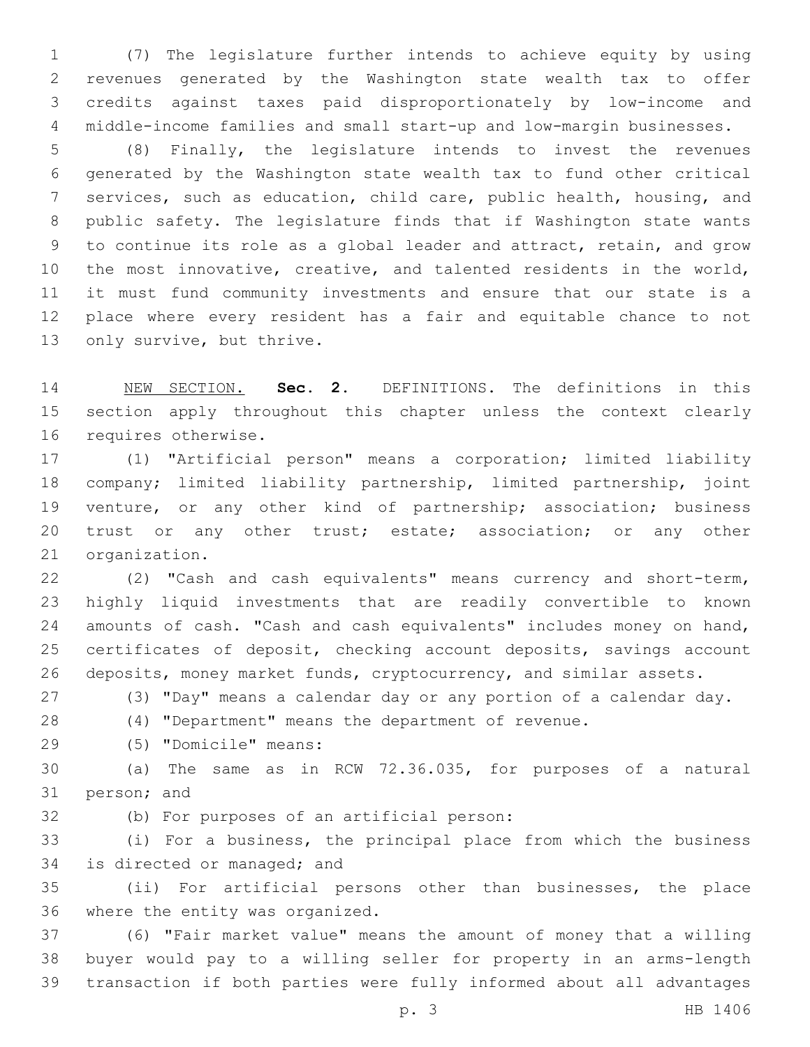(7) The legislature further intends to achieve equity by using revenues generated by the Washington state wealth tax to offer credits against taxes paid disproportionately by low-income and middle-income families and small start-up and low-margin businesses.

(8) Finally, the legislature intends to invest the revenues generated by the Washington state wealth tax to fund other critical services, such as education, child care, public health, housing, and public safety. The legislature finds that if Washington state wants to continue its role as a global leader and attract, retain, and grow the most innovative, creative, and talented residents in the world, it must fund community investments and ensure that our state is a place where every resident has a fair and equitable chance to not only survive, but thrive.

NEW SECTION. **Sec. 2.** DEFINITIONS. The definitions in this section apply throughout this chapter unless the context clearly requires otherwise.

(1) "Artificial person" means a corporation; limited liability company; limited liability partnership, limited partnership, joint venture, or any other kind of partnership; association; business trust or any other trust; estate; association; or any other organization.

(2) "Cash and cash equivalents" means currency and short-term, highly liquid investments that are readily convertible to known amounts of cash. "Cash and cash equivalents" includes money on hand, certificates of deposit, checking account deposits, savings account deposits, money market funds, cryptocurrency, and similar assets.

(3) "Day" means a calendar day or any portion of a calendar day.

(4) "Department" means the department of revenue.

(5) "Domicile" means:

(a) The same as in RCW 72.36.035, for purposes of a natural person; and

(b) For purposes of an artificial person:

(i) For a business, the principal place from which the business is directed or managed; and

(ii) For artificial persons other than businesses, the place where the entity was organized.

(6) "Fair market value" means the amount of money that a willing buyer would pay to a willing seller for property in an arms-length transaction if both parties were fully informed about all advantages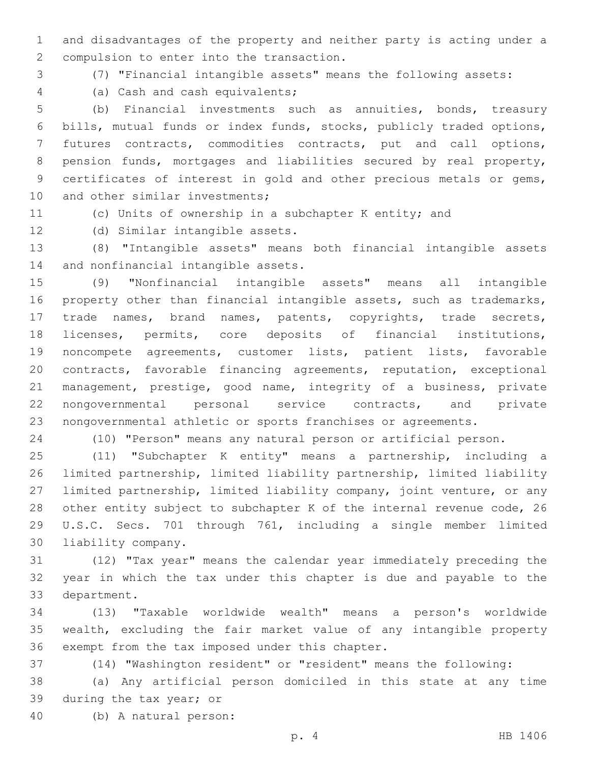and disadvantages of the property and neither party is acting under a compulsion to enter into the transaction.

(7) "Financial intangible assets" means the following assets:

(a) Cash and cash equivalents;

(b) Financial investments such as annuities, bonds, treasury bills, mutual funds or index funds, stocks, publicly traded options, futures contracts, commodities contracts, put and call options, pension funds, mortgages and liabilities secured by real property, certificates of interest in gold and other precious metals or gems, and other similar investments;

(c) Units of ownership in a subchapter K entity; and

(d) Similar intangible assets.

(8) "Intangible assets" means both financial intangible assets and nonfinancial intangible assets.

(9) "Nonfinancial intangible assets" means all intangible property other than financial intangible assets, such as trademarks, trade names, brand names, patents, copyrights, trade secrets, licenses, permits, core deposits of financial institutions, noncompete agreements, customer lists, patient lists, favorable contracts, favorable financing agreements, reputation, exceptional management, prestige, good name, integrity of a business, private nongovernmental personal service contracts, and private nongovernmental athletic or sports franchises or agreements.

(10) "Person" means any natural person or artificial person.

(11) "Subchapter K entity" means a partnership, including a limited partnership, limited liability partnership, limited liability limited partnership, limited liability company, joint venture, or any other entity subject to subchapter K of the internal revenue code, 26 U.S.C. Secs. 701 through 761, including a single member limited liability company.

(12) "Tax year" means the calendar year immediately preceding the year in which the tax under this chapter is due and payable to the department.

(13) "Taxable worldwide wealth" means a person's worldwide wealth, excluding the fair market value of any intangible property exempt from the tax imposed under this chapter.

(14) "Washington resident" or "resident" means the following:

(a) Any artificial person domiciled in this state at any time during the tax year; or

(b) A natural person: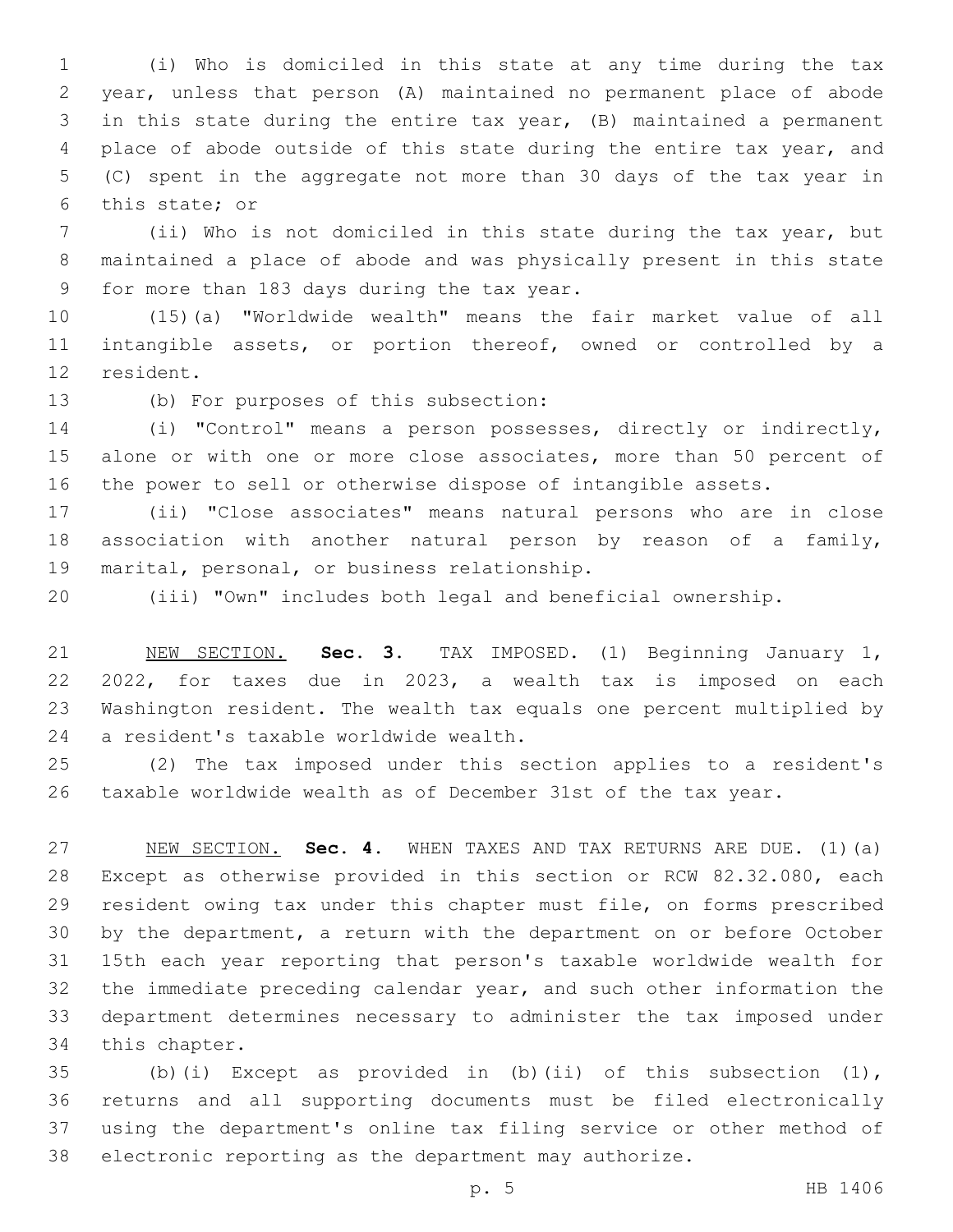(i) Who is domiciled in this state at any time during the tax year, unless that person (A) maintained no permanent place of abode in this state during the entire tax year, (B) maintained a permanent place of abode outside of this state during the entire tax year, and (C) spent in the aggregate not more than 30 days of the tax year in this state; or

(ii) Who is not domiciled in this state during the tax year, but maintained a place of abode and was physically present in this state for more than 183 days during the tax year.

(15)(a) "Worldwide wealth" means the fair market value of all intangible assets, or portion thereof, owned or controlled by a resident.

(b) For purposes of this subsection:

(i) "Control" means a person possesses, directly or indirectly, alone or with one or more close associates, more than 50 percent of the power to sell or otherwise dispose of intangible assets.

(ii) "Close associates" means natural persons who are in close association with another natural person by reason of a family, marital, personal, or business relationship.

(iii) "Own" includes both legal and beneficial ownership.

NEW SECTION. **Sec. 3.** TAX IMPOSED. (1) Beginning January 1, 2022, for taxes due in 2023, a wealth tax is imposed on each Washington resident. The wealth tax equals one percent multiplied by a resident's taxable worldwide wealth.

(2) The tax imposed under this section applies to a resident's taxable worldwide wealth as of December 31st of the tax year.

NEW SECTION. **Sec. 4.** WHEN TAXES AND TAX RETURNS ARE DUE. (1)(a) Except as otherwise provided in this section or RCW 82.32.080, each resident owing tax under this chapter must file, on forms prescribed by the department, a return with the department on or before October 15th each year reporting that person's taxable worldwide wealth for the immediate preceding calendar year, and such other information the department determines necessary to administer the tax imposed under this chapter.

(b)(i) Except as provided in (b)(ii) of this subsection (1), returns and all supporting documents must be filed electronically using the department's online tax filing service or other method of electronic reporting as the department may authorize.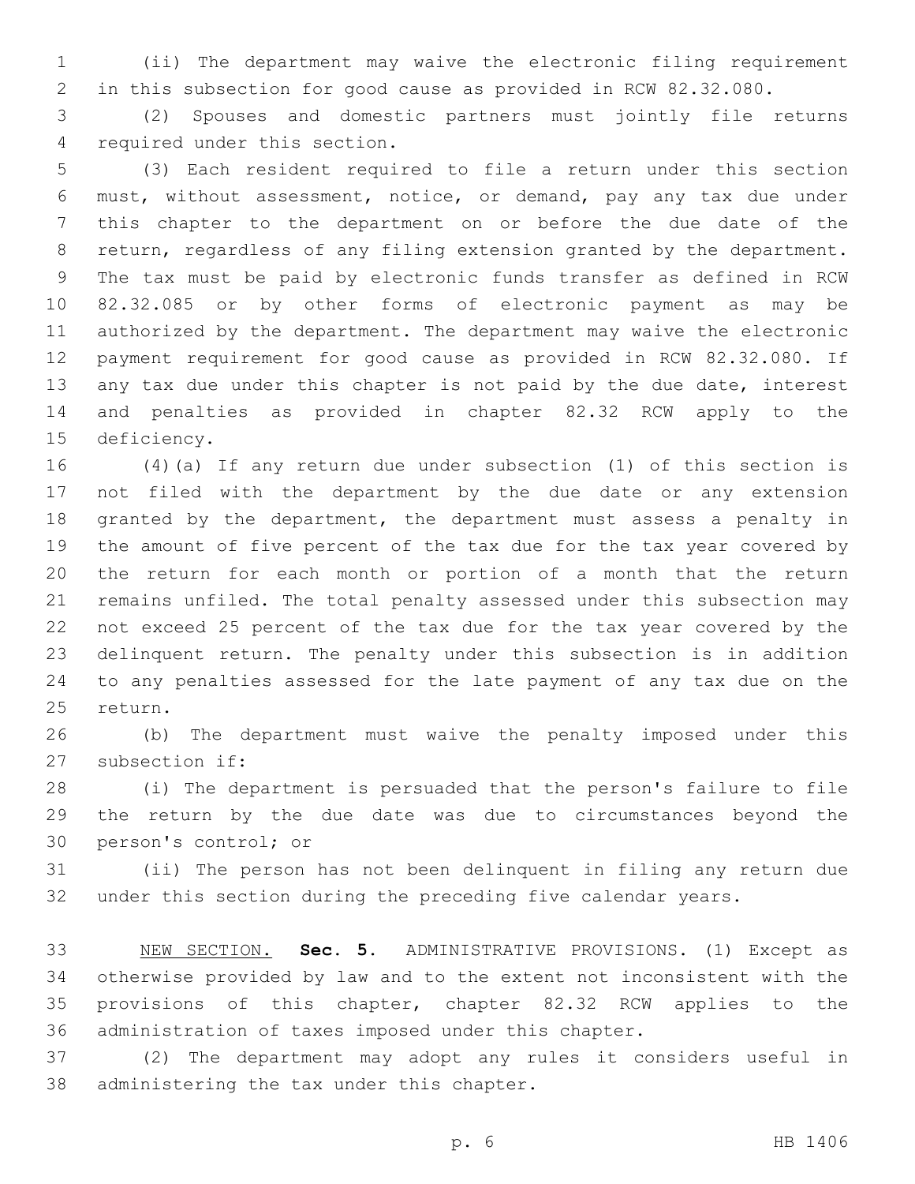(ii) The department may waive the electronic filing requirement in this subsection for good cause as provided in RCW 82.32.080.

(2) Spouses and domestic partners must jointly file returns required under this section.

(3) Each resident required to file a return under this section must, without assessment, notice, or demand, pay any tax due under this chapter to the department on or before the due date of the return, regardless of any filing extension granted by the department. The tax must be paid by electronic funds transfer as defined in RCW 82.32.085 or by other forms of electronic payment as may be authorized by the department. The department may waive the electronic payment requirement for good cause as provided in RCW 82.32.080. If any tax due under this chapter is not paid by the due date, interest and penalties as provided in chapter 82.32 RCW apply to the deficiency.

(4)(a) If any return due under subsection (1) of this section is not filed with the department by the due date or any extension granted by the department, the department must assess a penalty in the amount of five percent of the tax due for the tax year covered by the return for each month or portion of a month that the return remains unfiled. The total penalty assessed under this subsection may not exceed 25 percent of the tax due for the tax year covered by the delinquent return. The penalty under this subsection is in addition to any penalties assessed for the late payment of any tax due on the return.

(b) The department must waive the penalty imposed under this subsection if:

(i) The department is persuaded that the person's failure to file the return by the due date was due to circumstances beyond the person's control; or

(ii) The person has not been delinquent in filing any return due under this section during the preceding five calendar years.

NEW SECTION. **Sec. 5.** ADMINISTRATIVE PROVISIONS. (1) Except as otherwise provided by law and to the extent not inconsistent with the provisions of this chapter, chapter 82.32 RCW applies to the administration of taxes imposed under this chapter.

(2) The department may adopt any rules it considers useful in administering the tax under this chapter.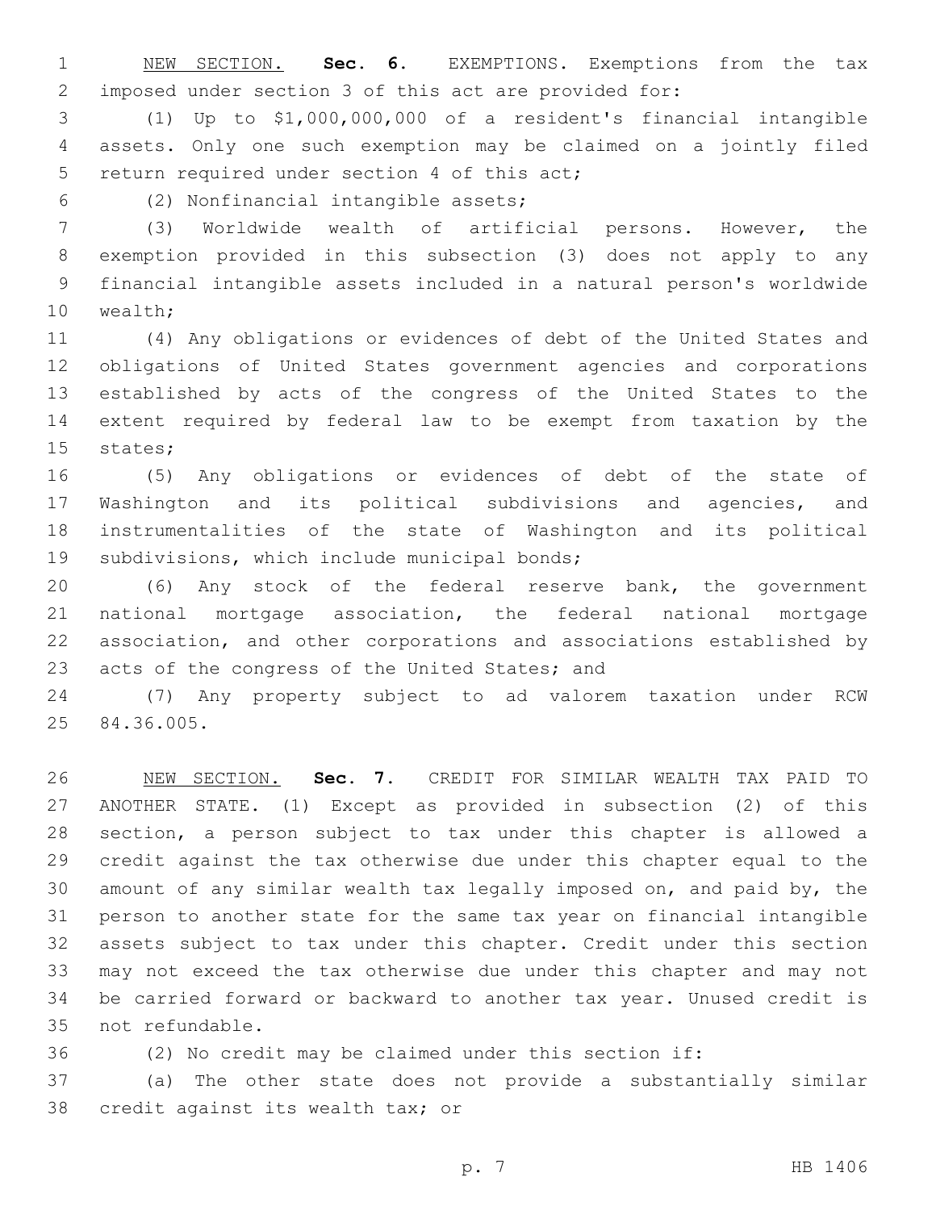NEW SECTION. **Sec. 6.** EXEMPTIONS. Exemptions from the tax imposed under section 3 of this act are provided for:

(1) Up to $1,000,000,000 of a resident's financial intangible assets. Only one such exemption may be claimed on a jointly filed return required under section 4 of this act;

(2) Nonfinancial intangible assets;

(3) Worldwide wealth of artificial persons. However, the exemption provided in this subsection (3) does not apply to any financial intangible assets included in a natural person's worldwide wealth;

(4) Any obligations or evidences of debt of the United States and obligations of United States government agencies and corporations established by acts of the congress of the United States to the extent required by federal law to be exempt from taxation by the states;

(5) Any obligations or evidences of debt of the state of Washington and its political subdivisions and agencies, and instrumentalities of the state of Washington and its political subdivisions, which include municipal bonds;

(6) Any stock of the federal reserve bank, the government national mortgage association, the federal national mortgage association, and other corporations and associations established by acts of the congress of the United States; and

(7) Any property subject to ad valorem taxation under RCW 84.36.005.

NEW SECTION. **Sec. 7.** CREDIT FOR SIMILAR WEALTH TAX PAID TO ANOTHER STATE. (1) Except as provided in subsection (2) of this section, a person subject to tax under this chapter is allowed a credit against the tax otherwise due under this chapter equal to the amount of any similar wealth tax legally imposed on, and paid by, the person to another state for the same tax year on financial intangible assets subject to tax under this chapter. Credit under this section may not exceed the tax otherwise due under this chapter and may not be carried forward or backward to another tax year. Unused credit is not refundable.

(2) No credit may be claimed under this section if:

(a) The other state does not provide a substantially similar credit against its wealth tax; or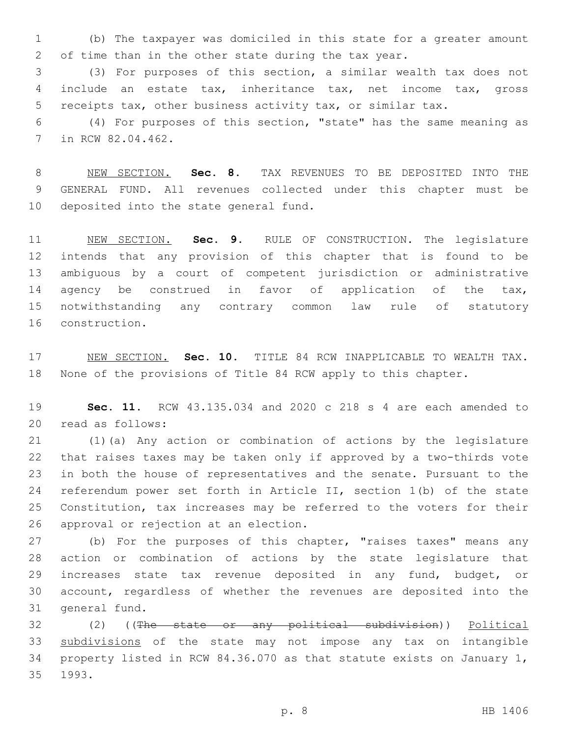(b) The taxpayer was domiciled in this state for a greater amount of time than in the other state during the tax year.

(3) For purposes of this section, a similar wealth tax does not include an estate tax, inheritance tax, net income tax, gross receipts tax, other business activity tax, or similar tax.

(4) For purposes of this section, "state" has the same meaning as in RCW 82.04.462.

NEW SECTION. **Sec. 8.** TAX REVENUES TO BE DEPOSITED INTO THE GENERAL FUND. All revenues collected under this chapter must be deposited into the state general fund.

NEW SECTION. **Sec. 9.** RULE OF CONSTRUCTION. The legislature intends that any provision of this chapter that is found to be ambiguous by a court of competent jurisdiction or administrative agency be construed in favor of application of the tax, notwithstanding any contrary common law rule of statutory construction.

NEW SECTION. **Sec. 10.** TITLE 84 RCW INAPPLICABLE TO WEALTH TAX. None of the provisions of Title 84 RCW apply to this chapter.

**Sec. 11.** RCW 43.135.034 and 2020 c 218 s 4 are each amended to read as follows:

(1)(a) Any action or combination of actions by the legislature that raises taxes may be taken only if approved by a two-thirds vote in both the house of representatives and the senate. Pursuant to the referendum power set forth in Article II, section 1(b) of the state Constitution, tax increases may be referred to the voters for their approval or rejection at an election.

(b) For the purposes of this chapter, "raises taxes" means any action or combination of actions by the state legislature that increases state tax revenue deposited in any fund, budget, or account, regardless of whether the revenues are deposited into the general fund.

(2) ((~~The state or any political subdivision~~)) Political subdivisions of the state may not impose any tax on intangible property listed in RCW 84.36.070 as that statute exists on January 1, 1993.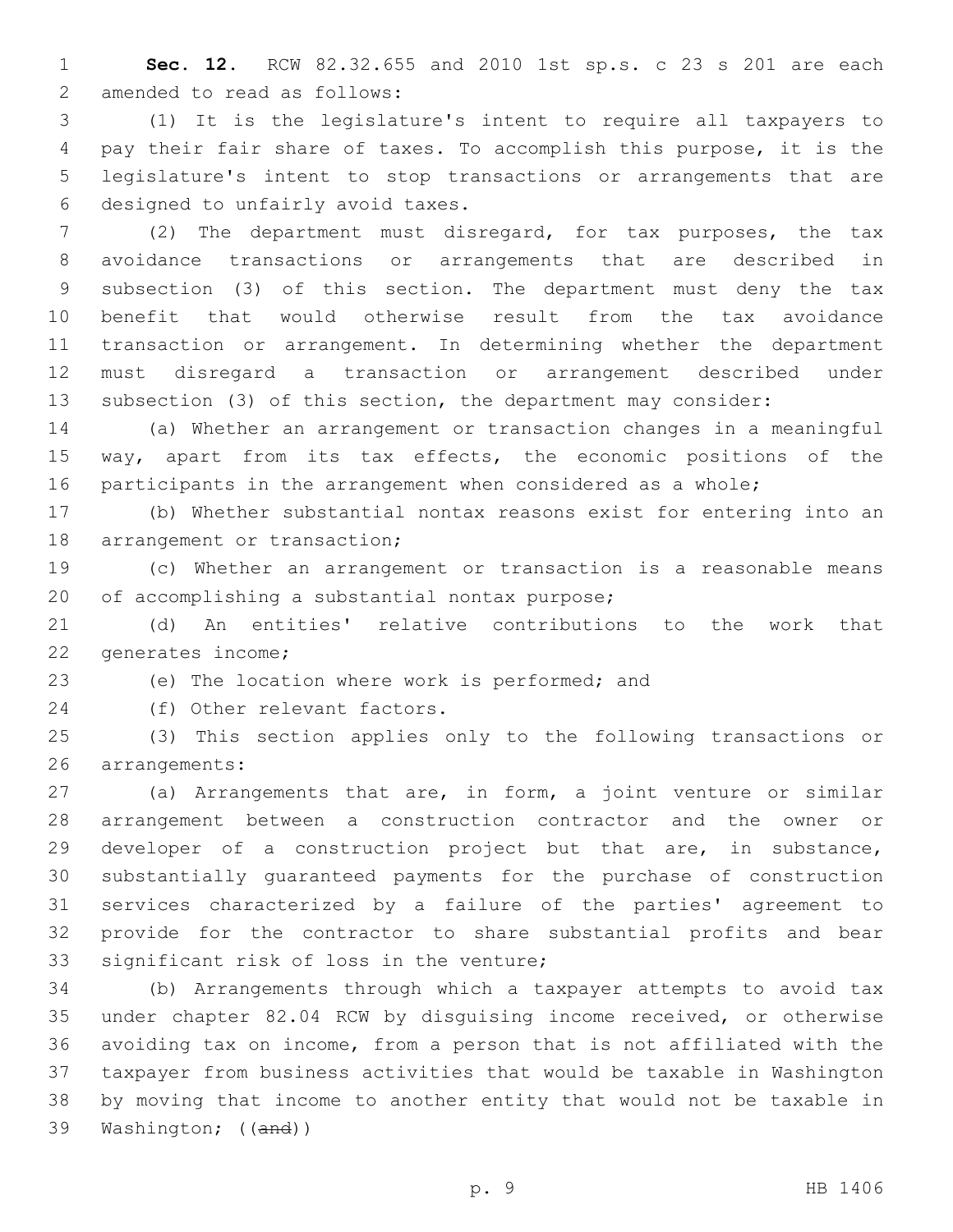**Sec. 12.** RCW 82.32.655 and 2010 1st sp.s. c 23 s 201 are each amended to read as follows:

(1) It is the legislature's intent to require all taxpayers to pay their fair share of taxes. To accomplish this purpose, it is the legislature's intent to stop transactions or arrangements that are designed to unfairly avoid taxes.

(2) The department must disregard, for tax purposes, the tax avoidance transactions or arrangements that are described in subsection (3) of this section. The department must deny the tax benefit that would otherwise result from the tax avoidance transaction or arrangement. In determining whether the department must disregard a transaction or arrangement described under subsection (3) of this section, the department may consider:

(a) Whether an arrangement or transaction changes in a meaningful way, apart from its tax effects, the economic positions of the participants in the arrangement when considered as a whole;

(b) Whether substantial nontax reasons exist for entering into an arrangement or transaction;

(c) Whether an arrangement or transaction is a reasonable means of accomplishing a substantial nontax purpose;

(d) An entities' relative contributions to the work that generates income;

(e) The location where work is performed; and

(f) Other relevant factors.

(3) This section applies only to the following transactions or arrangements:

(a) Arrangements that are, in form, a joint venture or similar arrangement between a construction contractor and the owner or developer of a construction project but that are, in substance, substantially guaranteed payments for the purchase of construction services characterized by a failure of the parties' agreement to provide for the contractor to share substantial profits and bear significant risk of loss in the venture;

(b) Arrangements through which a taxpayer attempts to avoid tax under chapter 82.04 RCW by disguising income received, or otherwise avoiding tax on income, from a person that is not affiliated with the taxpayer from business activities that would be taxable in Washington by moving that income to another entity that would not be taxable in Washington; ((~~and~~))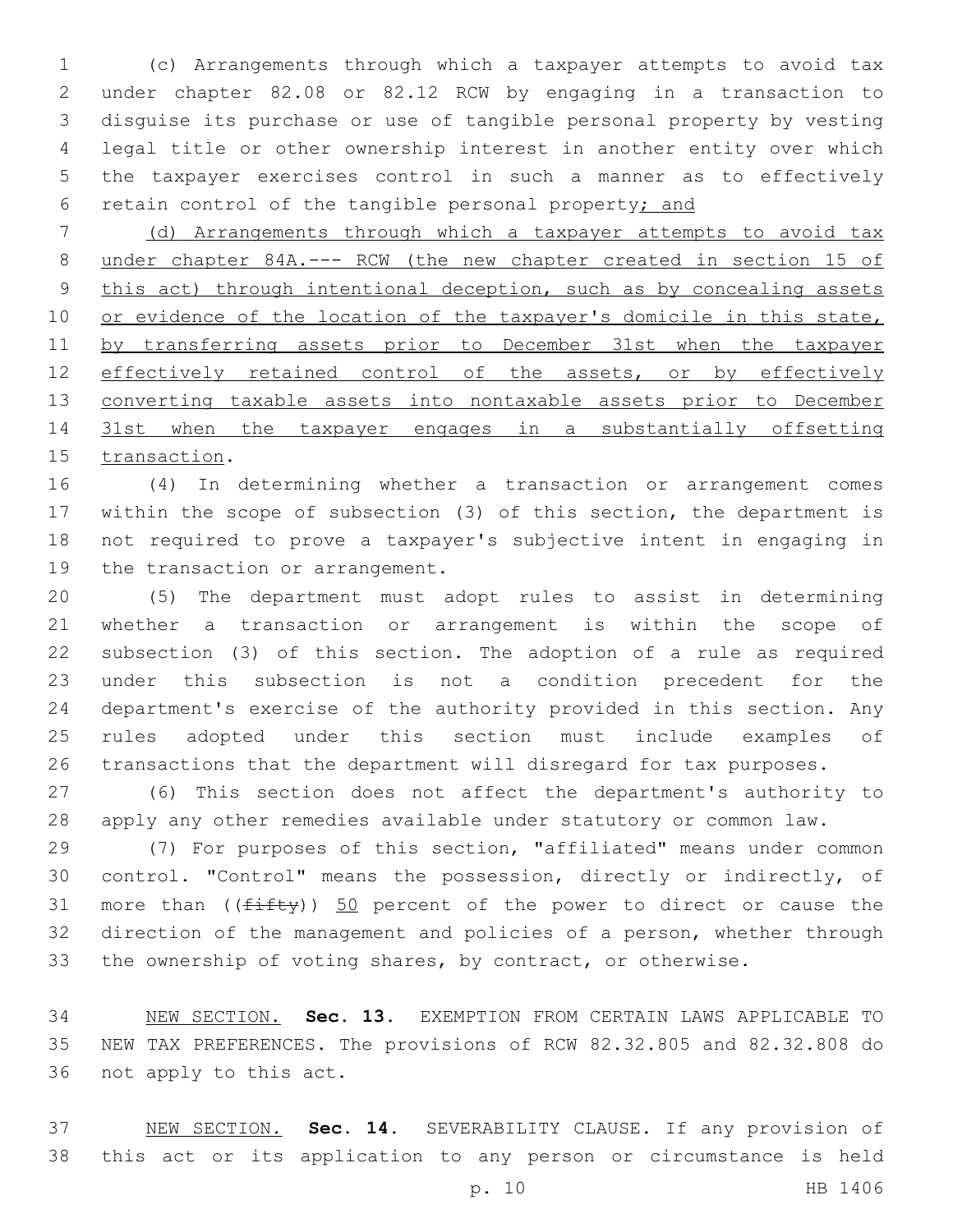(c) Arrangements through which a taxpayer attempts to avoid tax under chapter 82.08 or 82.12 RCW by engaging in a transaction to disguise its purchase or use of tangible personal property by vesting legal title or other ownership interest in another entity over which the taxpayer exercises control in such a manner as to effectively retain control of the tangible personal property; and

(d) Arrangements through which a taxpayer attempts to avoid tax under chapter 84A.--- RCW (the new chapter created in section 15 of this act) through intentional deception, such as by concealing assets or evidence of the location of the taxpayer's domicile in this state, by transferring assets prior to December 31st when the taxpayer effectively retained control of the assets, or by effectively converting taxable assets into nontaxable assets prior to December 31st when the taxpayer engages in a substantially offsetting transaction.

(4) In determining whether a transaction or arrangement comes within the scope of subsection (3) of this section, the department is not required to prove a taxpayer's subjective intent in engaging in the transaction or arrangement.

(5) The department must adopt rules to assist in determining whether a transaction or arrangement is within the scope of subsection (3) of this section. The adoption of a rule as required under this subsection is not a condition precedent for the department's exercise of the authority provided in this section. Any rules adopted under this section must include examples of transactions that the department will disregard for tax purposes.

(6) This section does not affect the department's authority to apply any other remedies available under statutory or common law.

(7) For purposes of this section, "affiliated" means under common control. "Control" means the possession, directly or indirectly, of more than ((~~fifty~~)) 50 percent of the power to direct or cause the direction of the management and policies of a person, whether through the ownership of voting shares, by contract, or otherwise.

NEW SECTION. **Sec. 13.** EXEMPTION FROM CERTAIN LAWS APPLICABLE TO NEW TAX PREFERENCES. The provisions of RCW 82.32.805 and 82.32.808 do not apply to this act.

NEW SECTION. **Sec. 14.** SEVERABILITY CLAUSE. If any provision of this act or its application to any person or circumstance is held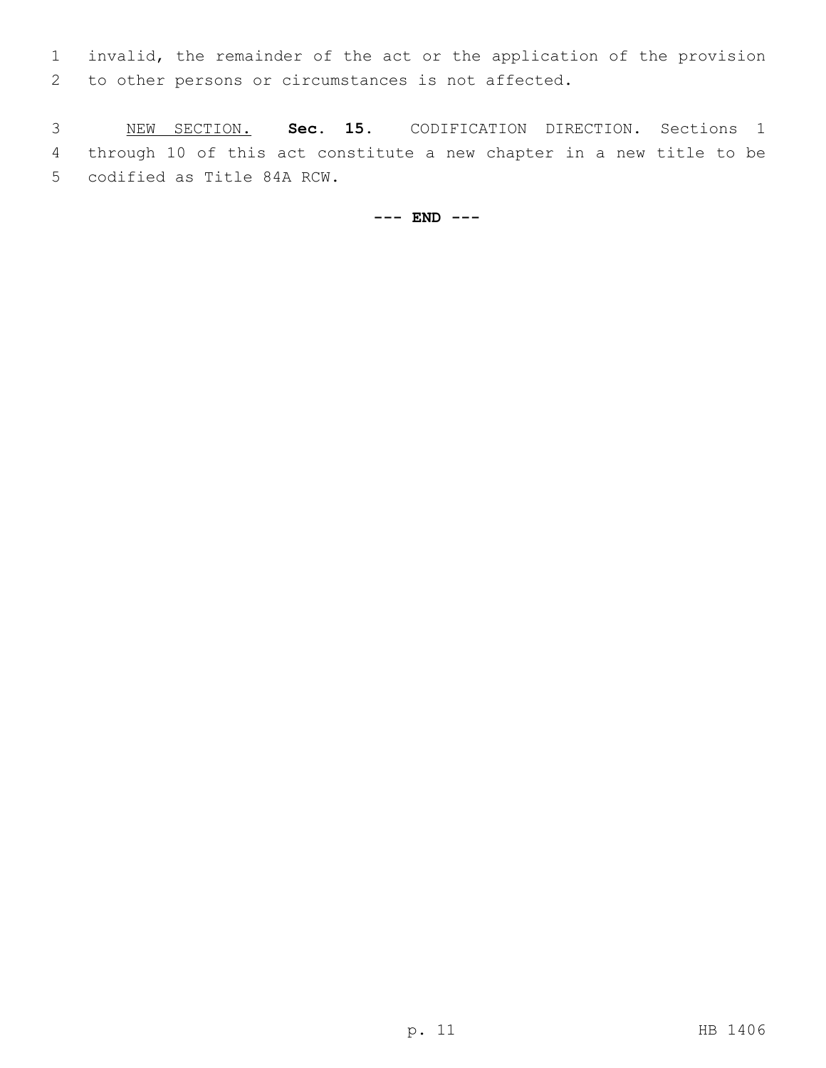invalid, the remainder of the act or the application of the provision to other persons or circumstances is not affected.

NEW SECTION. **Sec. 15.** CODIFICATION DIRECTION. Sections 1 through 10 of this act constitute a new chapter in a new title to be codified as Title 84A RCW.

**--- END ---**